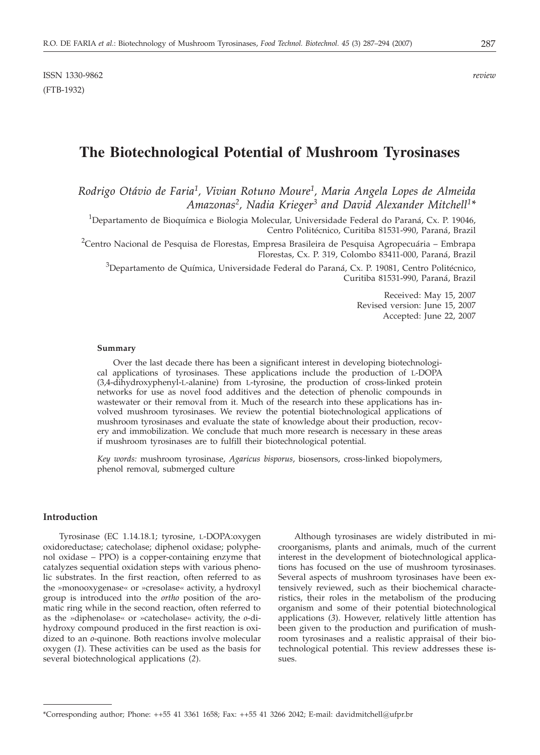ISSN 1330-9862 *review*
(FTB-1932)

# The Biotechnological Potential of Mushroom Tyrosinases

*Rodrigo Otávio de Faria[1], Vivian Rotuno Moure[1], Maria Angela Lopes de Almeida Amazonas[2], Nadia Krieger[3] and David Alexander Mitchell[1]**

[1]Departamento de Bioquímica e Biologia Molecular, Universidade Federal do Paraná, Cx. P. 19046, Centro Politécnico, Curitiba 81531-990, Paraná, Brazil

[2]Centro Nacional de Pesquisa de Florestas, Empresa Brasileira de Pesquisa Agropecuária – Embrapa Florestas, Cx. P. 319, Colombo 83411-000, Paraná, Brazil

[3]Departamento de Química, Universidade Federal do Paraná, Cx. P. 19081, Centro Politécnico, Curitiba 81531-990, Paraná, Brazil

Received: May 15, 2007
Revised version: June 15, 2007
Accepted: June 22, 2007

#### Summary

Over the last decade there has been a significant interest in developing biotechnological applications of tyrosinases. These applications include the production of L-DOPA (3,4-dihydroxyphenyl-L-alanine) from L-tyrosine, the production of cross-linked protein networks for use as novel food additives and the detection of phenolic compounds in wastewater or their removal from it. Much of the research into these applications has involved mushroom tyrosinases. We review the potential biotechnological applications of mushroom tyrosinases and evaluate the state of knowledge about their production, recovery and immobilization. We conclude that much more research is necessary in these areas if mushroom tyrosinases are to fulfill their biotechnological potential.

*Key words:* mushroom tyrosinase, *Agaricus bisporus*, biosensors, cross-linked biopolymers, phenol removal, submerged culture

## Introduction

Tyrosinase (EC 1.14.18.1; tyrosine, L-DOPA:oxygen oxidoreductase; catecholase; diphenol oxidase; polyphenol oxidase – PPO) is a copper-containing enzyme that catalyzes sequential oxidation steps with various phenolic substrates. In the first reaction, often referred to as the »monooxygenase« or »cresolase« activity, a hydroxyl group is introduced into the *ortho* position of the aromatic ring while in the second reaction, often referred to as the »diphenolase« or »catecholase« activity, the *o*-dihydroxy compound produced in the first reaction is oxidized to an *o*-quinone. Both reactions involve molecular oxygen (*1*). These activities can be used as the basis for several biotechnological applications (*2*).

Although tyrosinases are widely distributed in microorganisms, plants and animals, much of the current interest in the development of biotechnological applications has focused on the use of mushroom tyrosinases. Several aspects of mushroom tyrosinases have been extensively reviewed, such as their biochemical characteristics, their roles in the metabolism of the producing organism and some of their potential biotechnological applications (*3*). However, relatively little attention has been given to the production and purification of mushroom tyrosinases and a realistic appraisal of their biotechnological potential. This review addresses these issues.

*Corresponding author; Phone: ++55 41 3361 1658; Fax: ++55 41 3266 2042; E-mail: davidmitchell@ufpr.br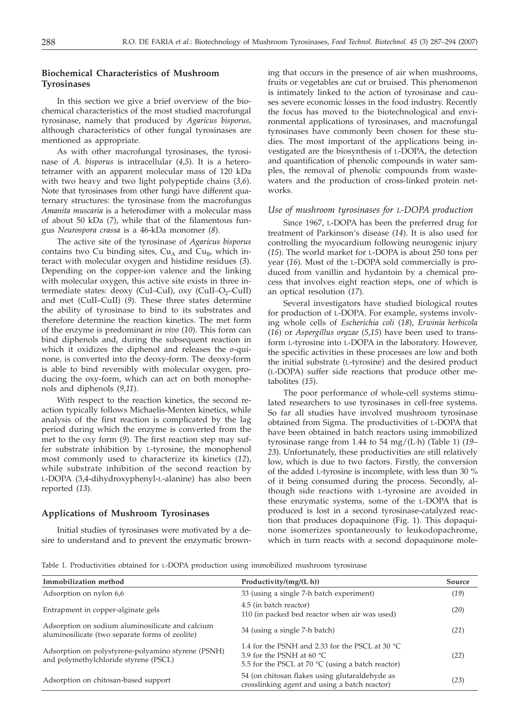## Biochemical Characteristics of Mushroom Tyrosinases

In this section we give a brief overview of the biochemical characteristics of the most studied macrofungal tyrosinase, namely that produced by *Agaricus bisporus*, although characteristics of other fungal tyrosinases are mentioned as appropriate.

As with other macrofungal tyrosinases, the tyrosinase of *A. bisporus* is intracellular (*4,5*). It is a heterotetramer with an apparent molecular mass of 120 kDa with two heavy and two light polypeptide chains (*3,6*). Note that tyrosinases from other fungi have different quaternary structures: the tyrosinase from the macrofungus *Amanita muscaria* is a heterodimer with a molecular mass of about 50 kDa (*7*), while that of the filamentous fungus *Neurospora crassa* is a 46-kDa monomer (*8*).

The active site of the tyrosinase of *Agaricus bisporus* contains two Cu binding sites, $Cu_A$ and $Cu_B$, which interact with molecular oxygen and histidine residues (*3*). Depending on the copper-ion valence and the linking with molecular oxygen, this active site exists in three intermediate states: deoxy (CuI–CuI), oxy (CuII–$O_2$–CuII) and met (CuII–CuII) (*9*). These three states determine the ability of tyrosinase to bind to its substrates and therefore determine the reaction kinetics. The met form of the enzyme is predominant *in vivo* (*10*). This form can bind diphenols and, during the subsequent reaction in which it oxidizes the diphenol and releases the *o*-quinone, is converted into the deoxy-form. The deoxy-form is able to bind reversibly with molecular oxygen, producing the oxy-form, which can act on both monophenols and diphenols (*9,11*).

With respect to the reaction kinetics, the second reaction typically follows Michaelis-Menten kinetics, while analysis of the first reaction is complicated by the lag period during which the enzyme is converted from the met to the oxy form (*9*). The first reaction step may suffer substrate inhibition by L-tyrosine, the monophenol most commonly used to characterize its kinetics (*12*), while substrate inhibition of the second reaction by L-DOPA (3,4-dihydroxyphenyl-L-alanine) has also been reported (*13*).

## Applications of Mushroom Tyrosinases

Initial studies of tyrosinases were motivated by a desire to understand and to prevent the enzymatic browning that occurs in the presence of air when mushrooms, fruits or vegetables are cut or bruised. This phenomenon is intimately linked to the action of tyrosinase and causes severe economic losses in the food industry. Recently the focus has moved to the biotechnological and environmental applications of tyrosinases, and macrofungal tyrosinases have commonly been chosen for these studies. The most important of the applications being investigated are the biosynthesis of L-DOPA, the detection and quantification of phenolic compounds in water samples, the removal of phenolic compounds from wastewaters and the production of cross-linked protein networks.

### Use of mushroom tyrosinases for L-DOPA production

Since 1967, L-DOPA has been the preferred drug for treatment of Parkinson's disease (*14*). It is also used for controlling the myocardium following neurogenic injury (*15*). The world market for L-DOPA is about 250 tons per year (*16*). Most of the L-DOPA sold commercially is produced from vanillin and hydantoin by a chemical process that involves eight reaction steps, one of which is an optical resolution (*17*).

Several investigators have studied biological routes for production of L-DOPA. For example, systems involving whole cells of *Escherichia coli* (*18*), *Erwinia herbicola* (*16*) or *Aspergillus oryzae* (*5,15*) have been used to transform L-tyrosine into L-DOPA in the laboratory. However, the specific activities in these processes are low and both the initial substrate (L-tyrosine) and the desired product (L-DOPA) suffer side reactions that produce other metabolites (*15*).

The poor performance of whole-cell systems stimulated researchers to use tyrosinases in cell-free systems. So far all studies have involved mushroom tyrosinase obtained from Sigma. The productivities of L-DOPA that have been obtained in batch reactors using immobilized tyrosinase range from 1.44 to 54 mg/(L·h) (Table 1) (*19–23*). Unfortunately, these productivities are still relatively low, which is due to two factors. Firstly, the conversion of the added L-tyrosine is incomplete, with less than 30 % of it being consumed during the process. Secondly, although side reactions with L-tyrosine are avoided in these enzymatic systems, some of the L-DOPA that is produced is lost in a second tyrosinase-catalyzed reaction that produces dopaquinone (Fig. 1). This dopaquinone isomerizes spontaneously to leukodopachrome, which in turn reacts with a second dopaquinone mole-

Table 1. Productivities obtained for L-DOPA production using immobilized mushroom tyrosinase

| Immobilization method | Productivity/(mg/(L·h)) | Source |
|---|---|---|
| Adsorption on nylon 6,6 | 33 (using a single 7-h batch experiment) | (*19*) |
| Entrapment in copper-alginate gels | 4.5 (in batch reactor)<br>110 (in packed bed reactor when air was used) | (*20*) |
| Adsorption on sodium aluminosilicate and calcium aluminosilicate (two separate forms of zeolite) | 34 (using a single 7-h batch) | (*21*) |
| Adsorption on polystyrene-polyamino styrene (PSNH) and polymethylchloride styrene (PSCL) | 1.4 for the PSNH and 2.33 for the PSCL at 30 °C<br>3.9 for the PSNH at 60 °C<br>5.5 for the PSCL at 70 °C (using a batch reactor) | (*22*) |
| Adsorption on chitosan-based support | 54 (on chitosan flakes using glutaraldehyde as crosslinking agent and using a batch reactor) | (*23*) |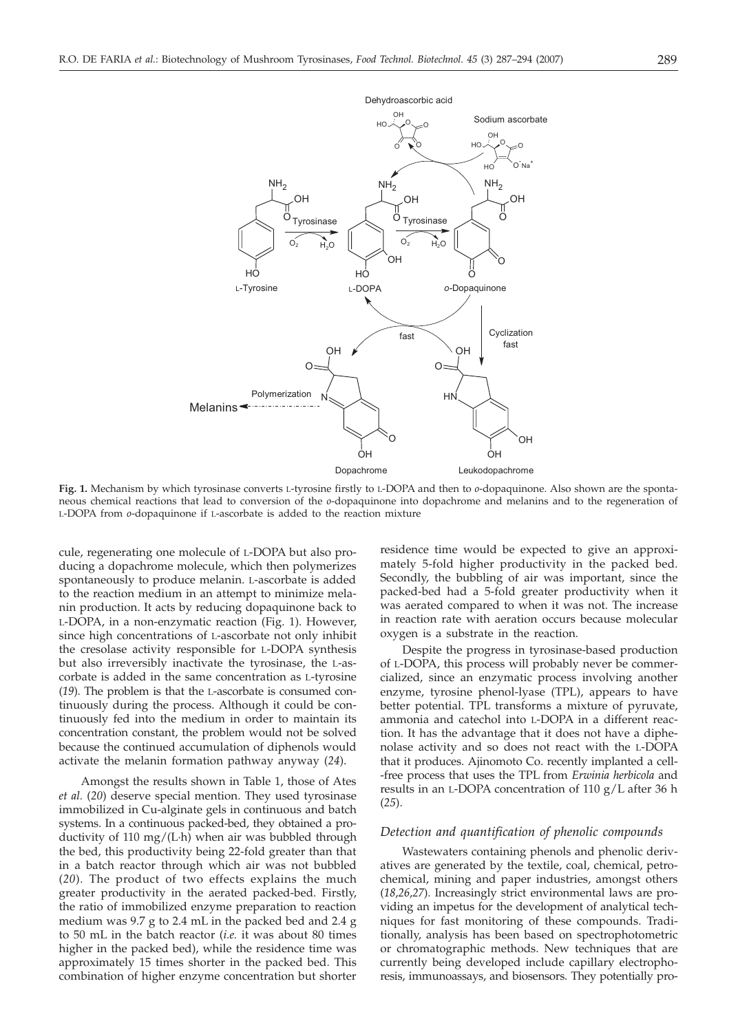**Fig. 1.** Mechanism by which tyrosinase converts L-tyrosine firstly to L-DOPA and then to *o*-dopaquinone. Also shown are the spontaneous chemical reactions that lead to conversion of the *o*-dopaquinone into dopachrome and melanins and to the regeneration of L-DOPA from *o*-dopaquinone if L-ascorbate is added to the reaction mixture

cule, regenerating one molecule of L-DOPA but also producing a dopachrome molecule, which then polymerizes spontaneously to produce melanin. L-ascorbate is added to the reaction medium in an attempt to minimize melanin production. It acts by reducing dopaquinone back to L-DOPA, in a non-enzymatic reaction (Fig. 1). However, since high concentrations of L-ascorbate not only inhibit the cresolase activity responsible for L-DOPA synthesis but also irreversibly inactivate the tyrosinase, the L-ascorbate is added in the same concentration as L-tyrosine (*19*). The problem is that the L-ascorbate is consumed continuously during the process. Although it could be continuously fed into the medium in order to maintain its concentration constant, the problem would not be solved because the continued accumulation of diphenols would activate the melanin formation pathway anyway (*24*).

Amongst the results shown in Table 1, those of Ates *et al.* (*20*) deserve special mention. They used tyrosinase immobilized in Cu-alginate gels in continuous and batch systems. In a continuous packed-bed, they obtained a productivity of 110 mg/(L·h) when air was bubbled through the bed, this productivity being 22-fold greater than that in a batch reactor through which air was not bubbled (*20*). The product of two effects explains the much greater productivity in the aerated packed-bed. Firstly, the ratio of immobilized enzyme preparation to reaction medium was 9.7 g to 2.4 mL in the packed bed and 2.4 g to 50 mL in the batch reactor (*i.e.* it was about 80 times higher in the packed bed), while the residence time was approximately 15 times shorter in the packed bed. This combination of higher enzyme concentration but shorter residence time would be expected to give an approximately 5-fold higher productivity in the packed bed. Secondly, the bubbling of air was important, since the packed-bed had a 5-fold greater productivity when it was aerated compared to when it was not. The increase in reaction rate with aeration occurs because molecular oxygen is a substrate in the reaction.

Despite the progress in tyrosinase-based production of L-DOPA, this process will probably never be commercialized, since an enzymatic process involving another enzyme, tyrosine phenol-lyase (TPL), appears to have better potential. TPL transforms a mixture of pyruvate, ammonia and catechol into L-DOPA in a different reaction. It has the advantage that it does not have a diphenolase activity and so does not react with the L-DOPA that it produces. Ajinomoto Co. recently implanted a cell-free process that uses the TPL from *Erwinia herbicola* and results in an L-DOPA concentration of 110 g/L after 36 h (*25*).

### *Detection and quantification of phenolic compounds*

Wastewaters containing phenols and phenolic derivatives are generated by the textile, coal, chemical, petrochemical, mining and paper industries, amongst others (*18,26,27*). Increasingly strict environmental laws are providing an impetus for the development of analytical techniques for fast monitoring of these compounds. Traditionally, analysis has been based on spectrophotometric or chromatographic methods. New techniques that are currently being developed include capillary electrophoresis, immunoassays, and biosensors. They potentially pro-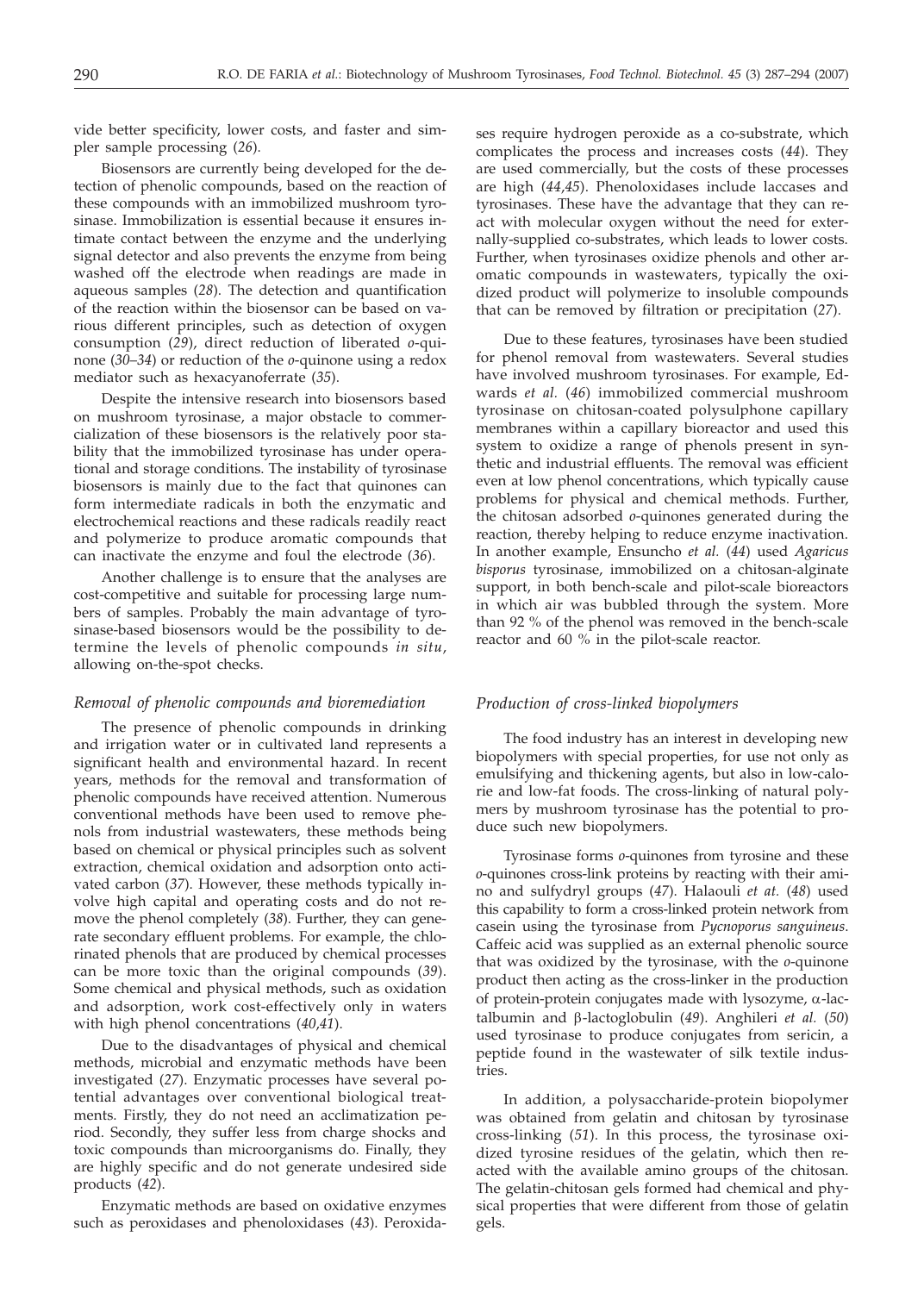vide better specificity, lower costs, and faster and simpler sample processing (*26*).

Biosensors are currently being developed for the detection of phenolic compounds, based on the reaction of these compounds with an immobilized mushroom tyrosinase. Immobilization is essential because it ensures intimate contact between the enzyme and the underlying signal detector and also prevents the enzyme from being washed off the electrode when readings are made in aqueous samples (*28*). The detection and quantification of the reaction within the biosensor can be based on various different principles, such as detection of oxygen consumption (*29*), direct reduction of liberated *o*-quinone (*30–34*) or reduction of the *o*-quinone using a redox mediator such as hexacyanoferrate (*35*).

Despite the intensive research into biosensors based on mushroom tyrosinase, a major obstacle to commercialization of these biosensors is the relatively poor stability that the immobilized tyrosinase has under operational and storage conditions. The instability of tyrosinase biosensors is mainly due to the fact that quinones can form intermediate radicals in both the enzymatic and electrochemical reactions and these radicals readily react and polymerize to produce aromatic compounds that can inactivate the enzyme and foul the electrode (*36*).

Another challenge is to ensure that the analyses are cost-competitive and suitable for processing large numbers of samples. Probably the main advantage of tyrosinase-based biosensors would be the possibility to determine the levels of phenolic compounds *in situ*, allowing on-the-spot checks.

### *Removal of phenolic compounds and bioremediation*

The presence of phenolic compounds in drinking and irrigation water or in cultivated land represents a significant health and environmental hazard. In recent years, methods for the removal and transformation of phenolic compounds have received attention. Numerous conventional methods have been used to remove phenols from industrial wastewaters, these methods being based on chemical or physical principles such as solvent extraction, chemical oxidation and adsorption onto activated carbon (*37*). However, these methods typically involve high capital and operating costs and do not remove the phenol completely (*38*). Further, they can generate secondary effluent problems. For example, the chlorinated phenols that are produced by chemical processes can be more toxic than the original compounds (*39*). Some chemical and physical methods, such as oxidation and adsorption, work cost-effectively only in waters with high phenol concentrations (*40,41*).

Due to the disadvantages of physical and chemical methods, microbial and enzymatic methods have been investigated (*27*). Enzymatic processes have several potential advantages over conventional biological treatments. Firstly, they do not need an acclimatization period. Secondly, they suffer less from charge shocks and toxic compounds than microorganisms do. Finally, they are highly specific and do not generate undesired side products (*42*).

Enzymatic methods are based on oxidative enzymes such as peroxidases and phenoloxidases (*43*). Peroxidases require hydrogen peroxide as a co-substrate, which complicates the process and increases costs (*44*). They are used commercially, but the costs of these processes are high (*44,45*). Phenoloxidases include laccases and tyrosinases. These have the advantage that they can react with molecular oxygen without the need for externally-supplied co-substrates, which leads to lower costs. Further, when tyrosinases oxidize phenols and other aromatic compounds in wastewaters, typically the oxidized product will polymerize to insoluble compounds that can be removed by filtration or precipitation (*27*).

Due to these features, tyrosinases have been studied for phenol removal from wastewaters. Several studies have involved mushroom tyrosinases. For example, Edwards *et al.* (*46*) immobilized commercial mushroom tyrosinase on chitosan-coated polysulphone capillary membranes within a capillary bioreactor and used this system to oxidize a range of phenols present in synthetic and industrial effluents. The removal was efficient even at low phenol concentrations, which typically cause problems for physical and chemical methods. Further, the chitosan adsorbed *o*-quinones generated during the reaction, thereby helping to reduce enzyme inactivation. In another example, Ensuncho *et al.* (*44*) used *Agaricus bisporus* tyrosinase, immobilized on a chitosan-alginate support, in both bench-scale and pilot-scale bioreactors in which air was bubbled through the system. More than 92 % of the phenol was removed in the bench-scale reactor and 60 % in the pilot-scale reactor.

### *Production of cross-linked biopolymers*

The food industry has an interest in developing new biopolymers with special properties, for use not only as emulsifying and thickening agents, but also in low-calorie and low-fat foods. The cross-linking of natural polymers by mushroom tyrosinase has the potential to produce such new biopolymers.

Tyrosinase forms *o*-quinones from tyrosine and these *o*-quinones cross-link proteins by reacting with their amino and sulfydryl groups (*47*). Halaouli *et at.* (*48*) used this capability to form a cross-linked protein network from casein using the tyrosinase from *Pycnoporus sanguineus*. Caffeic acid was supplied as an external phenolic source that was oxidized by the tyrosinase, with the *o*-quinone product then acting as the cross-linker in the production of protein-protein conjugates made with lysozyme, α-lactalbumin and β-lactoglobulin (*49*). Anghileri *et al.* (*50*) used tyrosinase to produce conjugates from sericin, a peptide found in the wastewater of silk textile industries.

In addition, a polysaccharide-protein biopolymer was obtained from gelatin and chitosan by tyrosinase cross-linking (*51*). In this process, the tyrosinase oxidized tyrosine residues of the gelatin, which then reacted with the available amino groups of the chitosan. The gelatin-chitosan gels formed had chemical and physical properties that were different from those of gelatin gels.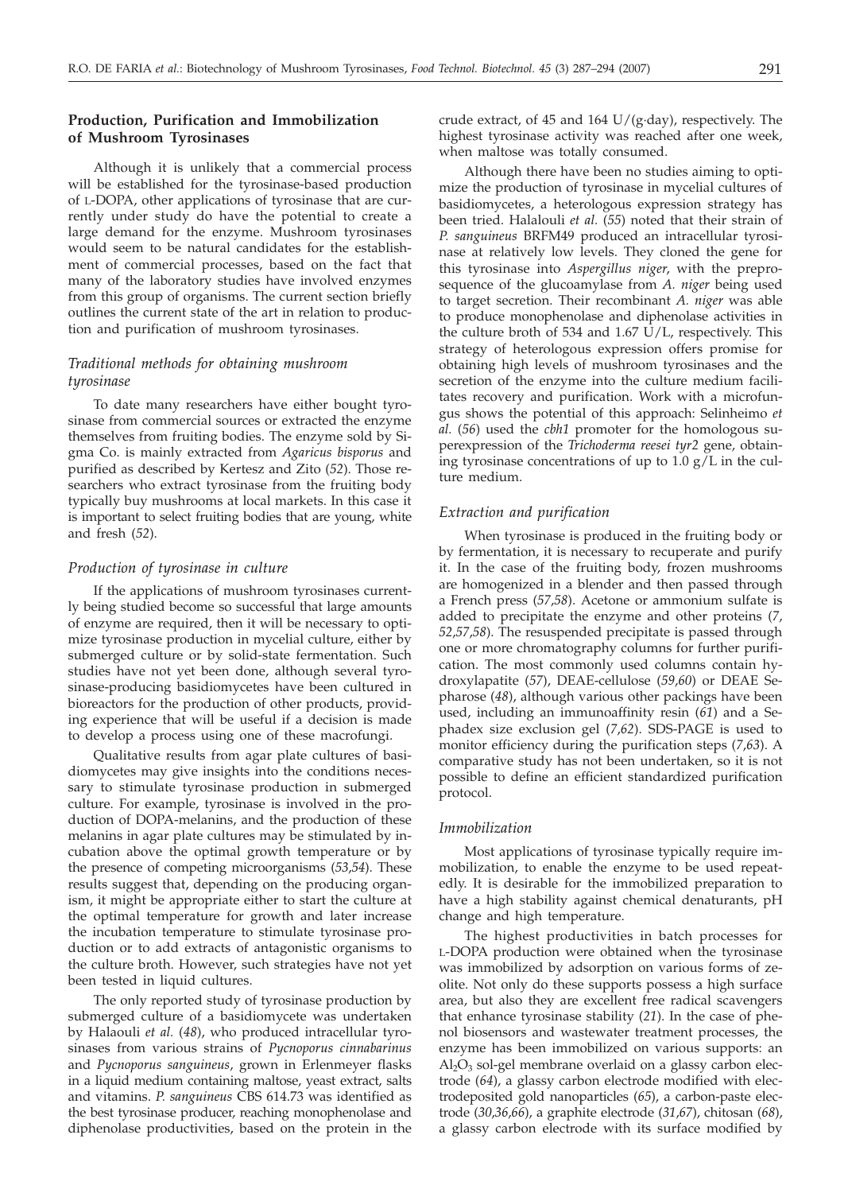## Production, Purification and Immobilization of Mushroom Tyrosinases

Although it is unlikely that a commercial process will be established for the tyrosinase-based production of L-DOPA, other applications of tyrosinase that are currently under study do have the potential to create a large demand for the enzyme. Mushroom tyrosinases would seem to be natural candidates for the establishment of commercial processes, based on the fact that many of the laboratory studies have involved enzymes from this group of organisms. The current section briefly outlines the current state of the art in relation to production and purification of mushroom tyrosinases.

### *Traditional methods for obtaining mushroom tyrosinase*

To date many researchers have either bought tyrosinase from commercial sources or extracted the enzyme themselves from fruiting bodies. The enzyme sold by Sigma Co. is mainly extracted from *Agaricus bisporus* and purified as described by Kertesz and Zito (*52*). Those researchers who extract tyrosinase from the fruiting body typically buy mushrooms at local markets. In this case it is important to select fruiting bodies that are young, white and fresh (*52*).

### *Production of tyrosinase in culture*

If the applications of mushroom tyrosinases currently being studied become so successful that large amounts of enzyme are required, then it will be necessary to optimize tyrosinase production in mycelial culture, either by submerged culture or by solid-state fermentation. Such studies have not yet been done, although several tyrosinase-producing basidiomycetes have been cultured in bioreactors for the production of other products, providing experience that will be useful if a decision is made to develop a process using one of these macrofungi.

Qualitative results from agar plate cultures of basidiomycetes may give insights into the conditions necessary to stimulate tyrosinase production in submerged culture. For example, tyrosinase is involved in the production of DOPA-melanins, and the production of these melanins in agar plate cultures may be stimulated by incubation above the optimal growth temperature or by the presence of competing microorganisms (*53*,*54*). These results suggest that, depending on the producing organism, it might be appropriate either to start the culture at the optimal temperature for growth and later increase the incubation temperature to stimulate tyrosinase production or to add extracts of antagonistic organisms to the culture broth. However, such strategies have not yet been tested in liquid cultures.

The only reported study of tyrosinase production by submerged culture of a basidiomycete was undertaken by Halaouli *et al.* (*48*), who produced intracellular tyrosinases from various strains of *Pycnoporus cinnabarinus* and *Pycnoporus sanguineus*, grown in Erlenmeyer flasks in a liquid medium containing maltose, yeast extract, salts and vitamins. *P. sanguineus* CBS 614.73 was identified as the best tyrosinase producer, reaching monophenolase and diphenolase productivities, based on the protein in the crude extract, of 45 and 164 U/(g·day), respectively. The highest tyrosinase activity was reached after one week, when maltose was totally consumed.

Although there have been no studies aiming to optimize the production of tyrosinase in mycelial cultures of basidiomycetes, a heterologous expression strategy has been tried. Halalouli *et al.* (*55*) noted that their strain of *P. sanguineus* BRFM49 produced an intracellular tyrosinase at relatively low levels. They cloned the gene for this tyrosinase into *Aspergillus niger*, with the prepro-sequence of the glucoamylase from *A. niger* being used to target secretion. Their recombinant *A. niger* was able to produce monophenolase and diphenolase activities in the culture broth of 534 and 1.67 U/L, respectively. This strategy of heterologous expression offers promise for obtaining high levels of mushroom tyrosinases and the secretion of the enzyme into the culture medium facilitates recovery and purification. Work with a microfungus shows the potential of this approach: Selinheimo *et al.* (*56*) used the *cbh1* promoter for the homologous superexpression of the *Trichoderma reesei tyr2* gene, obtaining tyrosinase concentrations of up to 1.0 g/L in the culture medium.

### *Extraction and purification*

When tyrosinase is produced in the fruiting body or by fermentation, it is necessary to recuperate and purify it. In the case of the fruiting body, frozen mushrooms are homogenized in a blender and then passed through a French press (*57*,*58*). Acetone or ammonium sulfate is added to precipitate the enzyme and other proteins (*7*, *52*,*57*,*58*). The resuspended precipitate is passed through one or more chromatography columns for further purification. The most commonly used columns contain hydroxylapatite (*57*), DEAE-cellulose (*59*,*60*) or DEAE Sepharose (*48*), although various other packings have been used, including an immunoaffinity resin (*61*) and a Sephadex size exclusion gel (*7*,*62*). SDS-PAGE is used to monitor efficiency during the purification steps (*7*,*63*). A comparative study has not been undertaken, so it is not possible to define an efficient standardized purification protocol.

### *Immobilization*

Most applications of tyrosinase typically require immobilization, to enable the enzyme to be used repeatedly. It is desirable for the immobilized preparation to have a high stability against chemical denaturants, pH change and high temperature.

The highest productivities in batch processes for L-DOPA production were obtained when the tyrosinase was immobilized by adsorption on various forms of zeolite. Not only do these supports possess a high surface area, but also they are excellent free radical scavengers that enhance tyrosinase stability (*21*). In the case of phenol biosensors and wastewater treatment processes, the enzyme has been immobilized on various supports: an $Al_2O_3$ sol-gel membrane overlaid on a glassy carbon electrode (*64*), a glassy carbon electrode modified with electrodeposited gold nanoparticles (*65*), a carbon-paste electrode (*30*,*36*,*66*), a graphite electrode (*31*,*67*), chitosan (*68*), a glassy carbon electrode with its surface modified by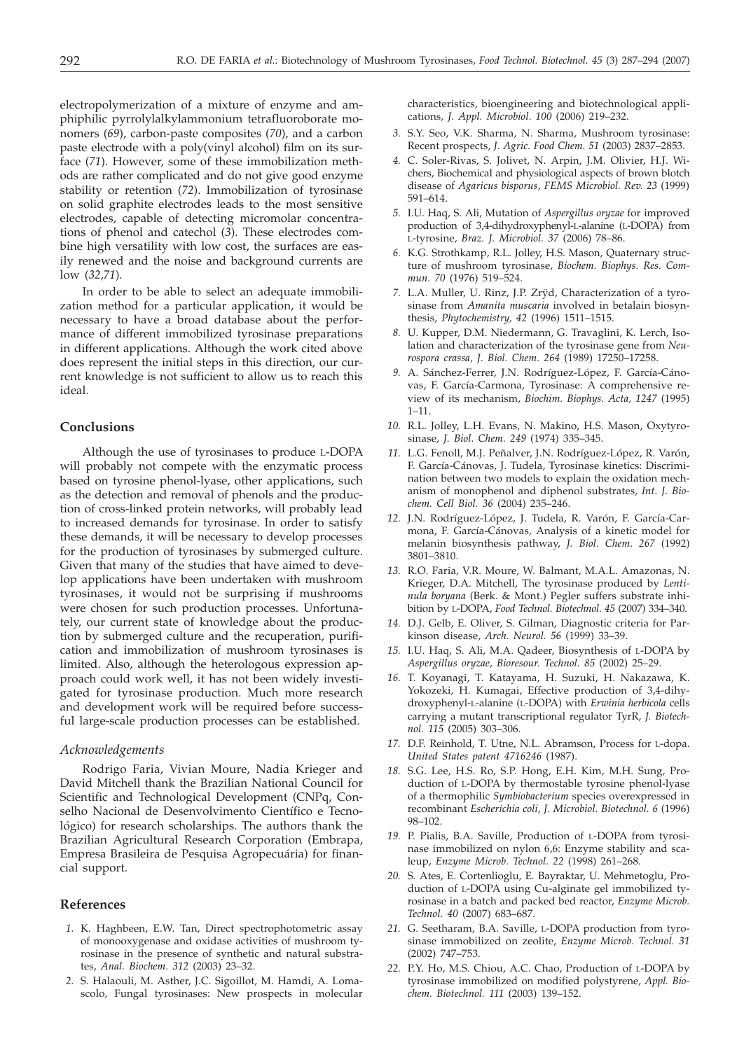electropolymerization of a mixture of enzyme and amphiphilic pyrrolylalkylammonium tetrafluoroborate monomers (*69*), carbon-paste composites (*70*), and a carbon paste electrode with a poly(vinyl alcohol) film on its surface (*71*). However, some of these immobilization methods are rather complicated and do not give good enzyme stability or retention (*72*). Immobilization of tyrosinase on solid graphite electrodes leads to the most sensitive electrodes, capable of detecting micromolar concentrations of phenol and catechol (*3*). These electrodes combine high versatility with low cost, the surfaces are easily renewed and the noise and background currents are low (*32,71*).

In order to be able to select an adequate immobilization method for a particular application, it would be necessary to have a broad database about the performance of different immobilized tyrosinase preparations in different applications. Although the work cited above does represent the initial steps in this direction, our current knowledge is not sufficient to allow us to reach this ideal.

## Conclusions

Although the use of tyrosinases to produce L-DOPA will probably not compete with the enzymatic process based on tyrosine phenol-lyase, other applications, such as the detection and removal of phenols and the production of cross-linked protein networks, will probably lead to increased demands for tyrosinase. In order to satisfy these demands, it will be necessary to develop processes for the production of tyrosinases by submerged culture. Given that many of the studies that have aimed to develop applications have been undertaken with mushroom tyrosinases, it would not be surprising if mushrooms were chosen for such production processes. Unfortunately, our current state of knowledge about the production by submerged culture and the recuperation, purification and immobilization of mushroom tyrosinases is limited. Also, although the heterologous expression approach could work well, it has not been widely investigated for tyrosinase production. Much more research and development work will be required before successful large-scale production processes can be established.

### *Acknowledgements*

Rodrigo Faria, Vivian Moure, Nadia Krieger and David Mitchell thank the Brazilian National Council for Scientific and Technological Development (CNPq, Conselho Nacional de Desenvolvimento Científico e Tecnológico) for research scholarships. The authors thank the Brazilian Agricultural Research Corporation (Embrapa, Empresa Brasileira de Pesquisa Agropecuária) for financial support.

## References

1. K. Haghbeen, E.W. Tan, Direct spectrophotometric assay of monooxygenase and oxidase activities of mushroom tyrosinase in the presence of synthetic and natural substrates, *Anal. Biochem. 312* (2003) 23–32.
2. S. Halaouli, M. Asther, J.C. Sigoillot, M. Hamdi, A. Lomascolo, Fungal tyrosinases: New prospects in molecular characteristics, bioengineering and biotechnological applications, *J. Appl. Microbiol. 100* (2006) 219–232.
3. S.Y. Seo, V.K. Sharma, N. Sharma, Mushroom tyrosinase: Recent prospects, *J. Agric. Food Chem. 51* (2003) 2837–2853.
4. C. Soler-Rivas, S. Jolivet, N. Arpin, J.M. Olivier, H.J. Wichers, Biochemical and physiological aspects of brown blotch disease of *Agaricus bisporus*, *FEMS Microbiol. Rev. 23* (1999) 591–614.
5. I.U. Haq, S. Ali, Mutation of *Aspergillus oryzae* for improved production of 3,4-dihydroxyphenyl-L-alanine (L-DOPA) from L-tyrosine, *Braz. J. Microbiol. 37* (2006) 78–86.
6. K.G. Strothkamp, R.L. Jolley, H.S. Mason, Quaternary structure of mushroom tyrosinase, *Biochem. Biophys. Res. Commun. 70* (1976) 519–524.
7. L.A. Muller, U. Rinz, J.P. Zrÿd, Characterization of a tyrosinase from *Amanita muscaria* involved in betalain biosynthesis, *Phytochemistry, 42* (1996) 1511–1515.
8. U. Kupper, D.M. Niedermann, G. Travaglini, K. Lerch, Isolation and characterization of the tyrosinase gene from *Neurospora crassa*, *J. Biol. Chem. 264* (1989) 17250–17258.
9. A. Sánchez-Ferrer, J.N. Rodríguez-López, F. García-Cánovas, F. García-Carmona, Tyrosinase: A comprehensive review of its mechanism, *Biochim. Biophys. Acta, 1247* (1995) 1–11.
10. R.L. Jolley, L.H. Evans, N. Makino, H.S. Mason, Oxytyrosinase, *J. Biol. Chem. 249* (1974) 335–345.
11. L.G. Fenoll, M.J. Peñalver, J.N. Rodríguez-López, R. Varón, F. García-Cánovas, J. Tudela, Tyrosinase kinetics: Discrimination between two models to explain the oxidation mechanism of monophenol and diphenol substrates, *Int. J. Biochem. Cell Biol. 36* (2004) 235–246.
12. J.N. Rodríguez-López, J. Tudela, R. Varón, F. García-Carmona, F. García-Cánovas, Analysis of a kinetic model for melanin biosynthesis pathway, *J. Biol. Chem. 267* (1992) 3801–3810.
13. R.O. Faria, V.R. Moure, W. Balmant, M.A.L. Amazonas, N. Krieger, D.A. Mitchell, The tyrosinase produced by *Lentinula boryana* (Berk. & Mont.) Pegler suffers substrate inhibition by L-DOPA, *Food Technol. Biotechnol. 45* (2007) 334–340.
14. D.J. Gelb, E. Oliver, S. Gilman, Diagnostic criteria for Parkinson disease, *Arch. Neurol. 56* (1999) 33–39.
15. I.U. Haq, S. Ali, M.A. Qadeer, Biosynthesis of L-DOPA by *Aspergillus oryzae*, *Bioresour. Technol. 85* (2002) 25–29.
16. T. Koyanagi, T. Katayama, H. Suzuki, H. Nakazawa, K. Yokozeki, H. Kumagai, Effective production of 3,4-dihydroxyphenyl-L-alanine (L-DOPA) with *Erwinia herbicola* cells carrying a mutant transcriptional regulator TyrR, *J. Biotechnol. 115* (2005) 303–306.
17. D.F. Reinhold, T. Utne, N.L. Abramson, Process for L-dopa. *United States patent 4716246* (1987).
18. S.G. Lee, H.S. Ro, S.P. Hong, E.H. Kim, M.H. Sung, Production of L-DOPA by thermostable tyrosine phenol-lyase of a thermophilic *Symbiobacterium* species overexpressed in recombinant *Escherichia coli*, *J. Microbiol. Biotechnol. 6* (1996) 98–102.
19. P. Pialis, B.A. Saville, Production of L-DOPA from tyrosinase immobilized on nylon 6,6: Enzyme stability and scaleup, *Enzyme Microb. Technol. 22* (1998) 261–268.
20. S. Ates, E. Cortenlioglu, E. Bayraktar, U. Mehmetoglu, Production of L-DOPA using Cu-alginate gel immobilized tyrosinase in a batch and packed bed reactor, *Enzyme Microb. Technol. 40* (2007) 683–687.
21. G. Seetharam, B.A. Saville, L-DOPA production from tyrosinase immobilized on zeolite, *Enzyme Microb. Technol. 31* (2002) 747–753.
22. P.Y. Ho, M.S. Chiou, A.C. Chao, Production of L-DOPA by tyrosinase immobilized on modified polystyrene, *Appl. Biochem. Biotechnol. 111* (2003) 139–152.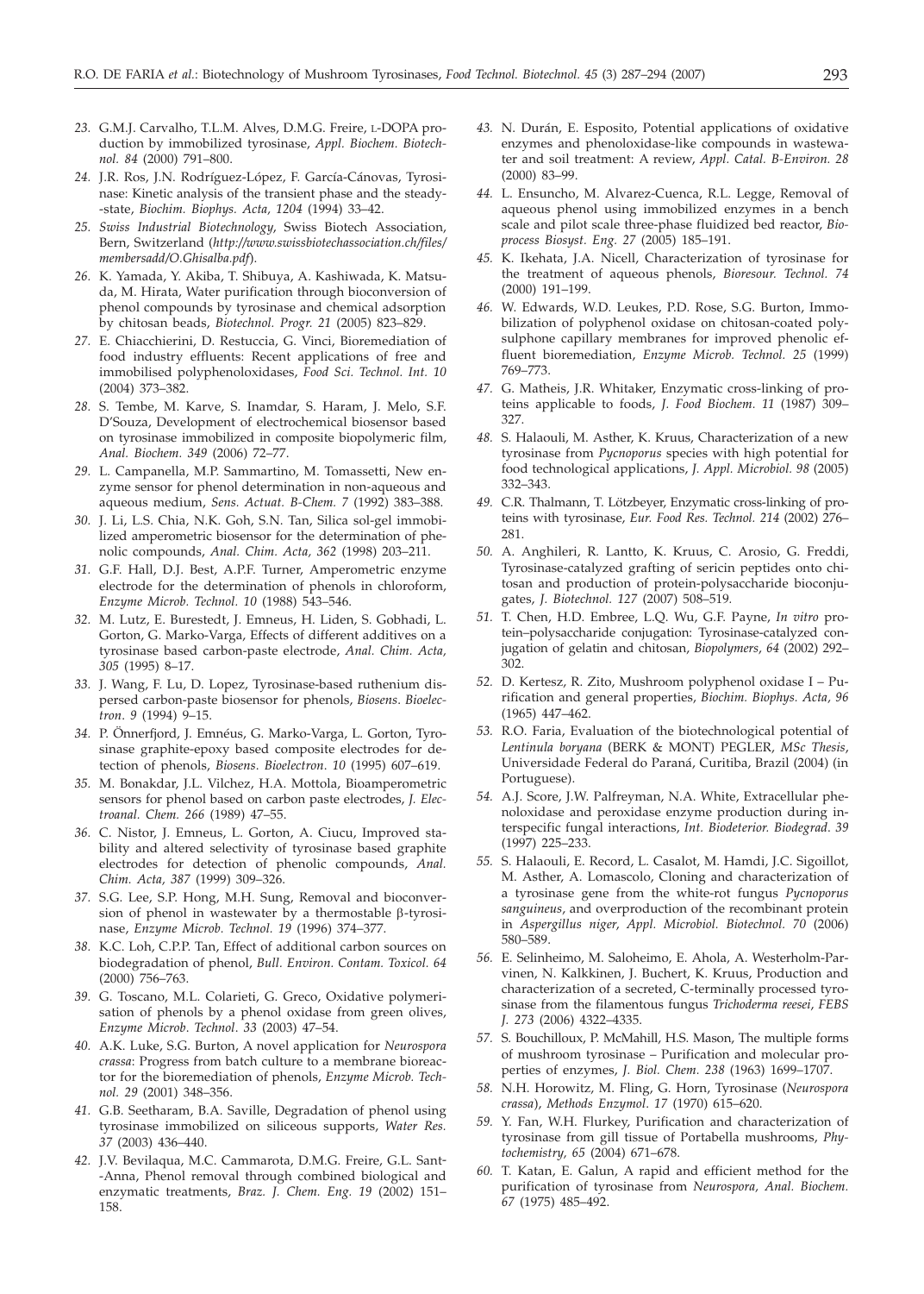*23.* G.M.J. Carvalho, T.L.M. Alves, D.M.G. Freire, L-DOPA production by immobilized tyrosinase, *Appl. Biochem. Biotechnol. 84* (2000) 791–800.

*24.* J.R. Ros, J.N. Rodríguez-López, F. García-Cánovas, Tyrosinase: Kinetic analysis of the transient phase and the steady-state, *Biochim. Biophys. Acta, 1204* (1994) 33–42.

*25.* *Swiss Industrial Biotechnology*, Swiss Biotech Association, Bern, Switzerland (*http://www.swissbiotechassociation.ch/files/membersadd/O.Ghisalba.pdf*).

*26.* K. Yamada, Y. Akiba, T. Shibuya, A. Kashiwada, K. Matsuda, M. Hirata, Water purification through bioconversion of phenol compounds by tyrosinase and chemical adsorption by chitosan beads, *Biotechnol. Progr. 21* (2005) 823–829.

*27.* E. Chiacchierini, D. Restuccia, G. Vinci, Bioremediation of food industry effluents: Recent applications of free and immobilised polyphenoloxidases, *Food Sci. Technol. Int. 10* (2004) 373–382.

*28.* S. Tembe, M. Karve, S. Inamdar, S. Haram, J. Melo, S.F. D'Souza, Development of electrochemical biosensor based on tyrosinase immobilized in composite biopolymeric film, *Anal. Biochem. 349* (2006) 72–77.

*29.* L. Campanella, M.P. Sammartino, M. Tomassetti, New enzyme sensor for phenol determination in non-aqueous and aqueous medium, *Sens. Actuat. B-Chem. 7* (1992) 383–388.

*30.* J. Li, L.S. Chia, N.K. Goh, S.N. Tan, Silica sol-gel immobilized amperometric biosensor for the determination of phenolic compounds, *Anal. Chim. Acta, 362* (1998) 203–211.

*31.* G.F. Hall, D.J. Best, A.P.F. Turner, Amperometric enzyme electrode for the determination of phenols in chloroform, *Enzyme Microb. Technol. 10* (1988) 543–546.

*32.* M. Lutz, E. Burestedt, J. Emneus, H. Liden, S. Gobhadi, L. Gorton, G. Marko-Varga, Effects of different additives on a tyrosinase based carbon-paste electrode, *Anal. Chim. Acta, 305* (1995) 8–17.

*33.* J. Wang, F. Lu, D. Lopez, Tyrosinase-based ruthenium dispersed carbon-paste biosensor for phenols, *Biosens. Bioelectron. 9* (1994) 9–15.

*34.* P. Önnerfjord, J. Emnéus, G. Marko-Varga, L. Gorton, Tyrosinase graphite-epoxy based composite electrodes for detection of phenols, *Biosens. Bioelectron. 10* (1995) 607–619.

*35.* M. Bonakdar, J.L. Vilchez, H.A. Mottola, Bioamperometric sensors for phenol based on carbon paste electrodes, *J. Electroanal. Chem. 266* (1989) 47–55.

*36.* C. Nistor, J. Emneus, L. Gorton, A. Ciucu, Improved stability and altered selectivity of tyrosinase based graphite electrodes for detection of phenolic compounds, *Anal. Chim. Acta, 387* (1999) 309–326.

*37.* S.G. Lee, S.P. Hong, M.H. Sung, Removal and bioconversion of phenol in wastewater by a thermostable β-tyrosinase, *Enzyme Microb. Technol. 19* (1996) 374–377.

*38.* K.C. Loh, C.P.P. Tan, Effect of additional carbon sources on biodegradation of phenol, *Bull. Environ. Contam. Toxicol. 64* (2000) 756–763.

*39.* G. Toscano, M.L. Colarieti, G. Greco, Oxidative polymerisation of phenols by a phenol oxidase from green olives, *Enzyme Microb. Technol. 33* (2003) 47–54.

*40.* A.K. Luke, S.G. Burton, A novel application for *Neurospora crassa*: Progress from batch culture to a membrane bioreactor for the bioremediation of phenols, *Enzyme Microb. Technol. 29* (2001) 348–356.

*41.* G.B. Seetharam, B.A. Saville, Degradation of phenol using tyrosinase immobilized on siliceous supports, *Water Res. 37* (2003) 436–440.

*42.* J.V. Bevilaqua, M.C. Cammarota, D.M.G. Freire, G.L. Sant-Anna, Phenol removal through combined biological and enzymatic treatments, *Braz. J. Chem. Eng. 19* (2002) 151–158.

*43.* N. Durán, E. Esposito, Potential applications of oxidative enzymes and phenoloxidase-like compounds in wastewater and soil treatment: A review, *Appl. Catal. B-Environ. 28* (2000) 83–99.

*44.* L. Ensuncho, M. Alvarez-Cuenca, R.L. Legge, Removal of aqueous phenol using immobilized enzymes in a bench scale and pilot scale three-phase fluidized bed reactor, *Bioprocess Biosyst. Eng. 27* (2005) 185–191.

*45.* K. Ikehata, J.A. Nicell, Characterization of tyrosinase for the treatment of aqueous phenols, *Bioresour. Technol. 74* (2000) 191–199.

*46.* W. Edwards, W.D. Leukes, P.D. Rose, S.G. Burton, Immobilization of polyphenol oxidase on chitosan-coated polysulphone capillary membranes for improved phenolic effluent bioremediation, *Enzyme Microb. Technol. 25* (1999) 769–773.

*47.* G. Matheis, J.R. Whitaker, Enzymatic cross-linking of proteins applicable to foods, *J. Food Biochem. 11* (1987) 309–327.

*48.* S. Halaouli, M. Asther, K. Kruus, Characterization of a new tyrosinase from *Pycnoporus* species with high potential for food technological applications, *J. Appl. Microbiol. 98* (2005) 332–343.

*49.* C.R. Thalmann, T. Lötzbeyer, Enzymatic cross-linking of proteins with tyrosinase, *Eur. Food Res. Technol. 214* (2002) 276–281.

*50.* A. Anghileri, R. Lantto, K. Kruus, C. Arosio, G. Freddi, Tyrosinase-catalyzed grafting of sericin peptides onto chitosan and production of protein-polysaccharide bioconjugates, *J. Biotechnol. 127* (2007) 508–519.

*51.* T. Chen, H.D. Embree, L.Q. Wu, G.F. Payne, *In vitro* protein–polysaccharide conjugation: Tyrosinase-catalyzed conjugation of gelatin and chitosan, *Biopolymers, 64* (2002) 292–302.

*52.* D. Kertesz, R. Zito, Mushroom polyphenol oxidase I – Purification and general properties, *Biochim. Biophys. Acta, 96* (1965) 447–462.

*53.* R.O. Faria, Evaluation of the biotechnological potential of *Lentinula boryana* (BERK & MONT) PEGLER, *MSc Thesis*, Universidade Federal do Paraná, Curitiba, Brazil (2004) (in Portuguese).

*54.* A.J. Score, J.W. Palfreyman, N.A. White, Extracellular phenoloxidase and peroxidase enzyme production during interspecific fungal interactions, *Int. Biodeterior. Biodegrad. 39* (1997) 225–233.

*55.* S. Halaouli, E. Record, L. Casalot, M. Hamdi, J.C. Sigoillot, M. Asther, A. Lomascolo, Cloning and characterization of a tyrosinase gene from the white-rot fungus *Pycnoporus sanguineus*, and overproduction of the recombinant protein in *Aspergillus niger*, *Appl. Microbiol. Biotechnol. 70* (2006) 580–589.

*56.* E. Selinheimo, M. Saloheimo, E. Ahola, A. Westerholm-Parvinen, N. Kalkkinen, J. Buchert, K. Kruus, Production and characterization of a secreted, C-terminally processed tyrosinase from the filamentous fungus *Trichoderma reesei*, *FEBS J. 273* (2006) 4322–4335.

*57.* S. Bouchilloux, P. McMahill, H.S. Mason, The multiple forms of mushroom tyrosinase – Purification and molecular properties of enzymes, *J. Biol. Chem. 238* (1963) 1699–1707.

*58.* N.H. Horowitz, M. Fling, G. Horn, Tyrosinase (*Neurospora crassa*), *Methods Enzymol. 17* (1970) 615–620.

*59.* Y. Fan, W.H. Flurkey, Purification and characterization of tyrosinase from gill tissue of Portabella mushrooms, *Phytochemistry, 65* (2004) 671–678.

*60.* T. Katan, E. Galun, A rapid and efficient method for the purification of tyrosinase from *Neurospora*, *Anal. Biochem. 67* (1975) 485–492.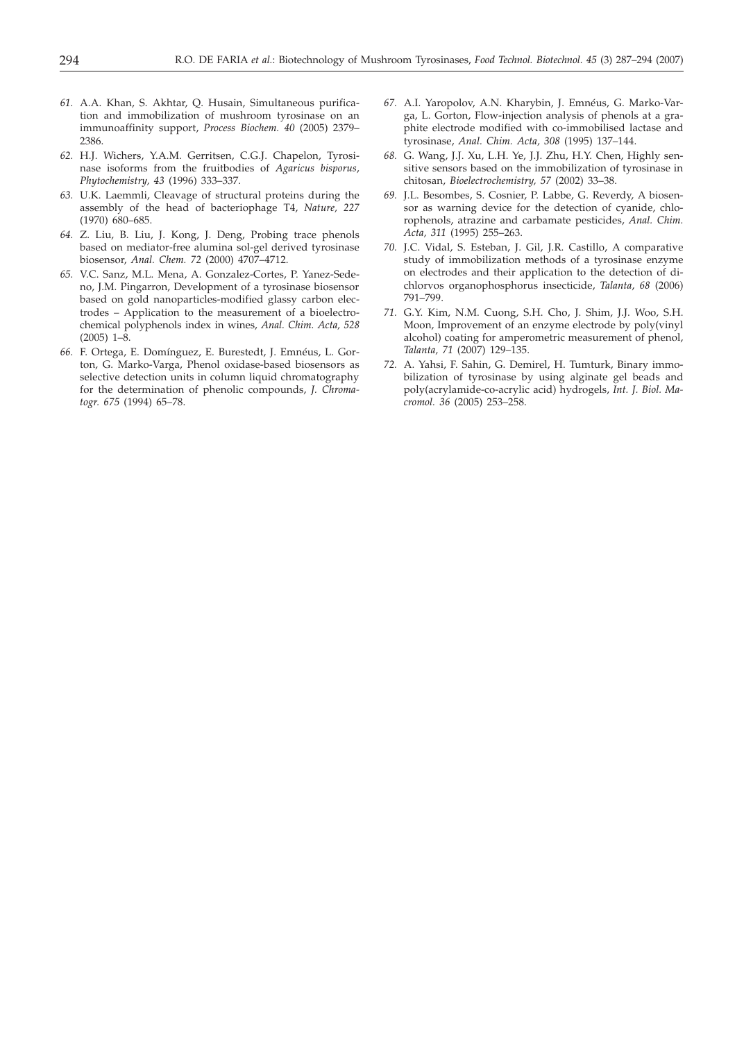61. A.A. Khan, S. Akhtar, Q. Husain, Simultaneous purification and immobilization of mushroom tyrosinase on an immunoaffinity support, *Process Biochem. 40* (2005) 2379–2386.

62. H.J. Wichers, Y.A.M. Gerritsen, C.G.J. Chapelon, Tyrosinase isoforms from the fruitbodies of *Agaricus bisporus*, *Phytochemistry, 43* (1996) 333–337.

63. U.K. Laemmli, Cleavage of structural proteins during the assembly of the head of bacteriophage T4, *Nature, 227* (1970) 680–685.

64. Z. Liu, B. Liu, J. Kong, J. Deng, Probing trace phenols based on mediator-free alumina sol-gel derived tyrosinase biosensor, *Anal. Chem. 72* (2000) 4707–4712.

65. V.C. Sanz, M.L. Mena, A. Gonzalez-Cortes, P. Yanez-Sedeno, J.M. Pingarron, Development of a tyrosinase biosensor based on gold nanoparticles-modified glassy carbon electrodes – Application to the measurement of a bioelectrochemical polyphenols index in wines, *Anal. Chim. Acta, 528* (2005) 1–8.

66. F. Ortega, E. Domínguez, E. Burestedt, J. Emnéus, L. Gorton, G. Marko-Varga, Phenol oxidase-based biosensors as selective detection units in column liquid chromatography for the determination of phenolic compounds, *J. Chromatogr. 675* (1994) 65–78.

67. A.I. Yaropolov, A.N. Kharybin, J. Emnéus, G. Marko-Varga, L. Gorton, Flow-injection analysis of phenols at a graphite electrode modified with co-immobilised lactase and tyrosinase, *Anal. Chim. Acta, 308* (1995) 137–144.

68. G. Wang, J.J. Xu, L.H. Ye, J.J. Zhu, H.Y. Chen, Highly sensitive sensors based on the immobilization of tyrosinase in chitosan, *Bioelectrochemistry, 57* (2002) 33–38.

69. J.L. Besombes, S. Cosnier, P. Labbe, G. Reverdy, A biosensor as warning device for the detection of cyanide, chlorophenols, atrazine and carbamate pesticides, *Anal. Chim. Acta, 311* (1995) 255–263.

70. J.C. Vidal, S. Esteban, J. Gil, J.R. Castillo, A comparative study of immobilization methods of a tyrosinase enzyme on electrodes and their application to the detection of dichlorvos organophosphorus insecticide, *Talanta*, *68* (2006) 791–799.

71. G.Y. Kim, N.M. Cuong, S.H. Cho, J. Shim, J.J. Woo, S.H. Moon, Improvement of an enzyme electrode by poly(vinyl alcohol) coating for amperometric measurement of phenol, *Talanta, 71* (2007) 129–135.

72. A. Yahsi, F. Sahin, G. Demirel, H. Tumturk, Binary immobilization of tyrosinase by using alginate gel beads and poly(acrylamide-co-acrylic acid) hydrogels, *Int. J. Biol. Macromol. 36* (2005) 253–258.